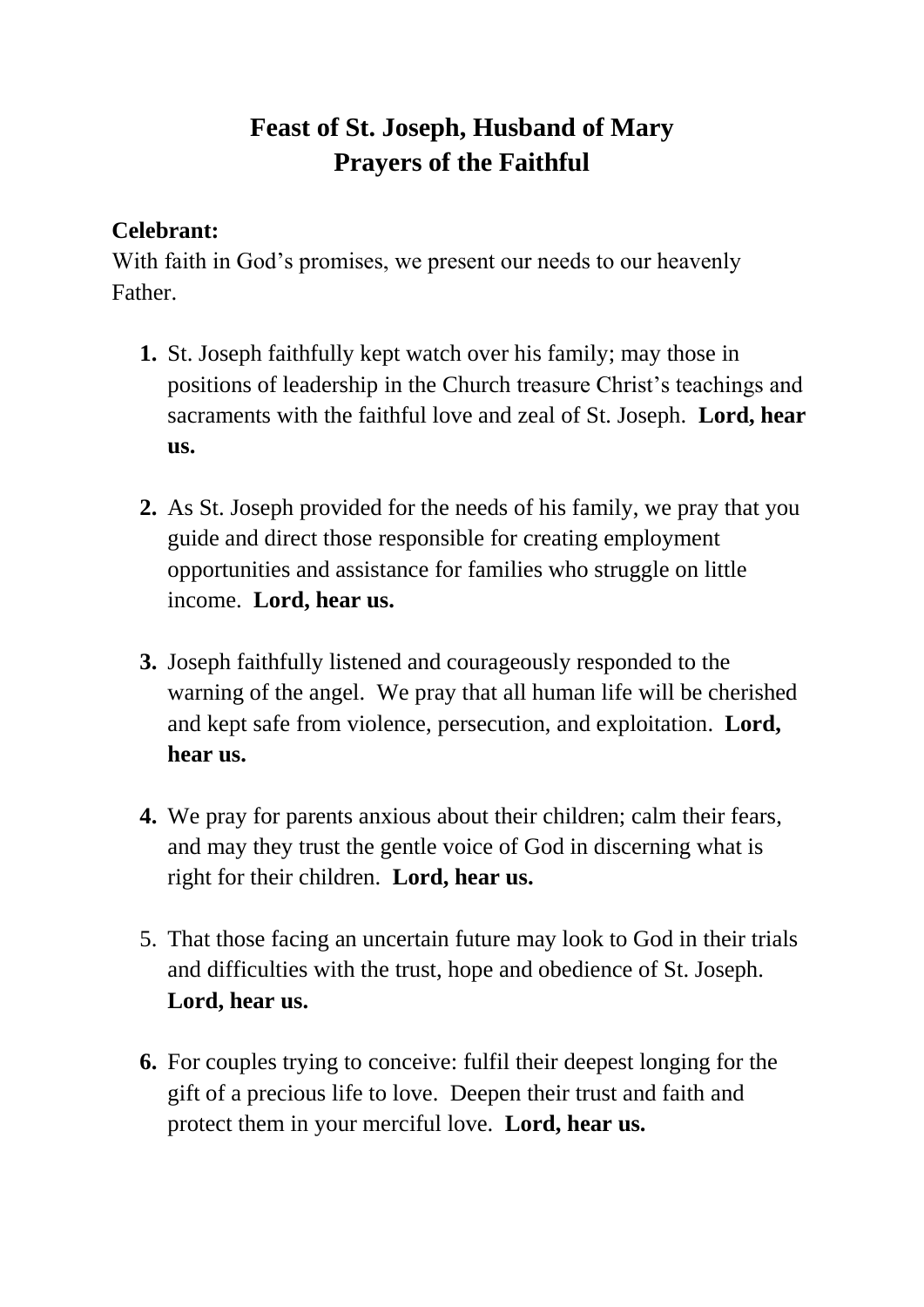# Feast of St. Joseph, Husband of Mary
# Prayers of the Faithful

**Celebrant:**
With faith in God's promises, we present our needs to our heavenly Father.

1. St. Joseph faithfully kept watch over his family; may those in positions of leadership in the Church treasure Christ's teachings and sacraments with the faithful love and zeal of St. Joseph. **Lord, hear us.**

2. As St. Joseph provided for the needs of his family, we pray that you guide and direct those responsible for creating employment opportunities and assistance for families who struggle on little income. **Lord, hear us.**

3. Joseph faithfully listened and courageously responded to the warning of the angel. We pray that all human life will be cherished and kept safe from violence, persecution, and exploitation. **Lord, hear us.**

4. We pray for parents anxious about their children; calm their fears, and may they trust the gentle voice of God in discerning what is right for their children. **Lord, hear us.**

5. That those facing an uncertain future may look to God in their trials and difficulties with the trust, hope and obedience of St. Joseph. **Lord, hear us.**

6. For couples trying to conceive: fulfil their deepest longing for the gift of a precious life to love. Deepen their trust and faith and protect them in your merciful love. **Lord, hear us.**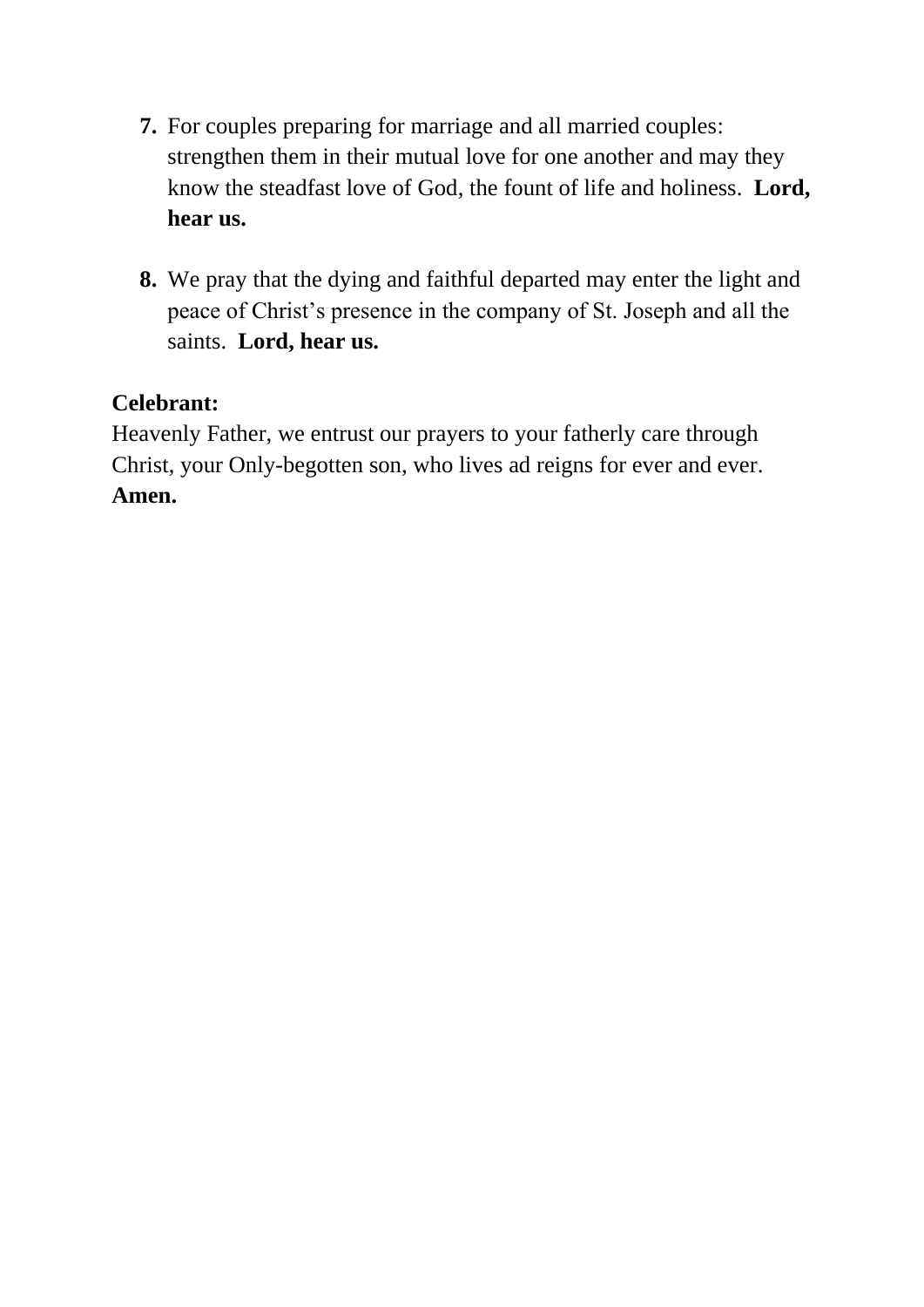7. For couples preparing for marriage and all married couples: strengthen them in their mutual love for one another and may they know the steadfast love of God, the fount of life and holiness. **Lord, hear us.**

8. We pray that the dying and faithful departed may enter the light and peace of Christ's presence in the company of St. Joseph and all the saints. **Lord, hear us.**

**Celebrant:**
Heavenly Father, we entrust our prayers to your fatherly care through Christ, your Only-begotten son, who lives ad reigns for ever and ever.
**Amen.**